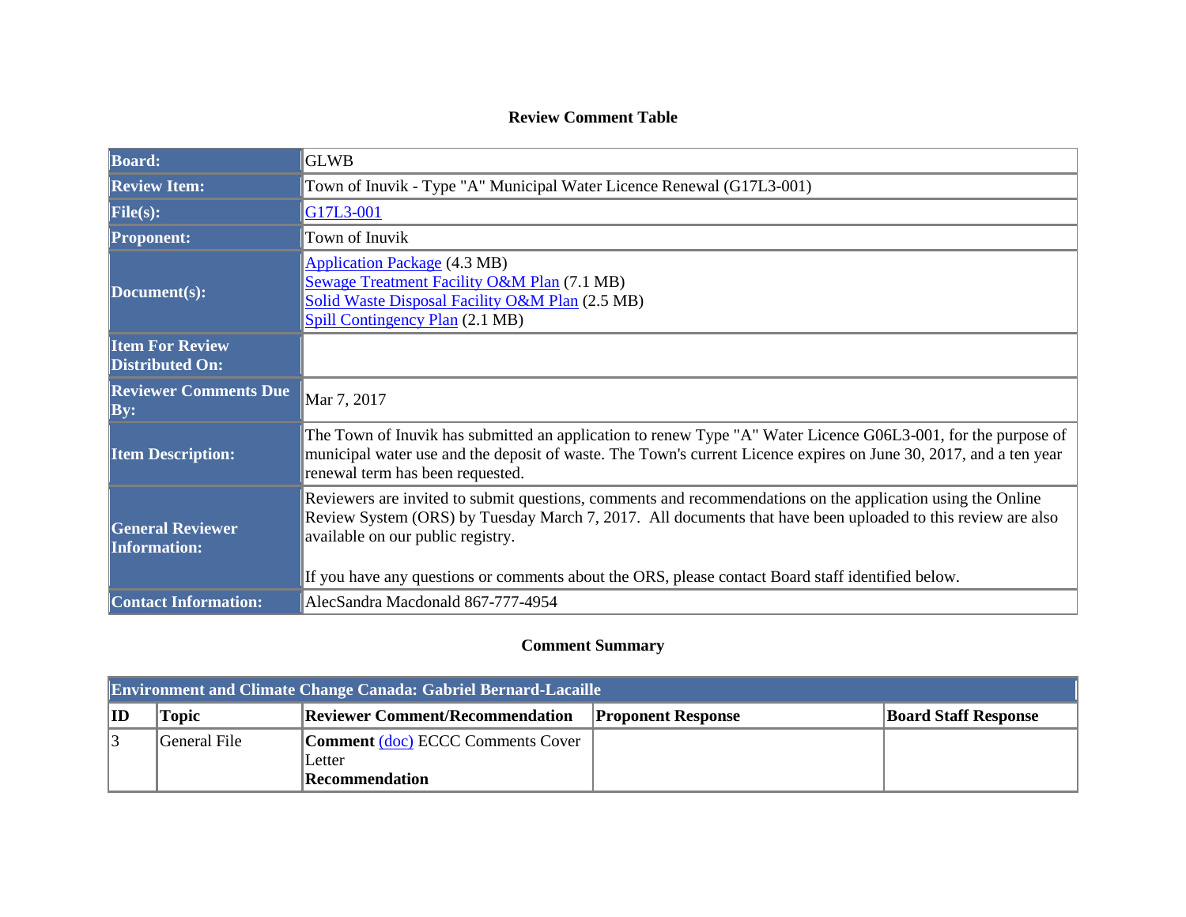## Review Comment Table

| | |
|---|---|
| **Board:** | GLWB |
| **Review Item:** | Town of Inuvik - Type "A" Municipal Water Licence Renewal (G17L3-001) |
| **File(s):** | G17L3-001 |
| **Proponent:** | Town of Inuvik |
| **Document(s):** | Application Package (4.3 MB)<br>Sewage Treatment Facility O&M Plan (7.1 MB)<br>Solid Waste Disposal Facility O&M Plan (2.5 MB)<br>Spill Contingency Plan (2.1 MB) |
| **Item For Review Distributed On:** | |
| **Reviewer Comments Due By:** | Mar 7, 2017 |
| **Item Description:** | The Town of Inuvik has submitted an application to renew Type "A" Water Licence G06L3-001, for the purpose of municipal water use and the deposit of waste. The Town's current Licence expires on June 30, 2017, and a ten year renewal term has been requested. |
| **General Reviewer Information:** | Reviewers are invited to submit questions, comments and recommendations on the application using the Online Review System (ORS) by Tuesday March 7, 2017. All documents that have been uploaded to this review are also available on our public registry.<br><br>If you have any questions or comments about the ORS, please contact Board staff identified below. |
| **Contact Information:** | AlecSandra Macdonald 867-777-4954 |

## Comment Summary

| **Environment and Climate Change Canada: Gabriel Bernard-Lacaille** | | | | |
|---|---|---|---|---|
| **ID** | **Topic** | **Reviewer Comment/Recommendation** | **Proponent Response** | **Board Staff Response** |
| 3 | General File | **Comment** (doc) ECCC Comments Cover Letter<br>**Recommendation** | | |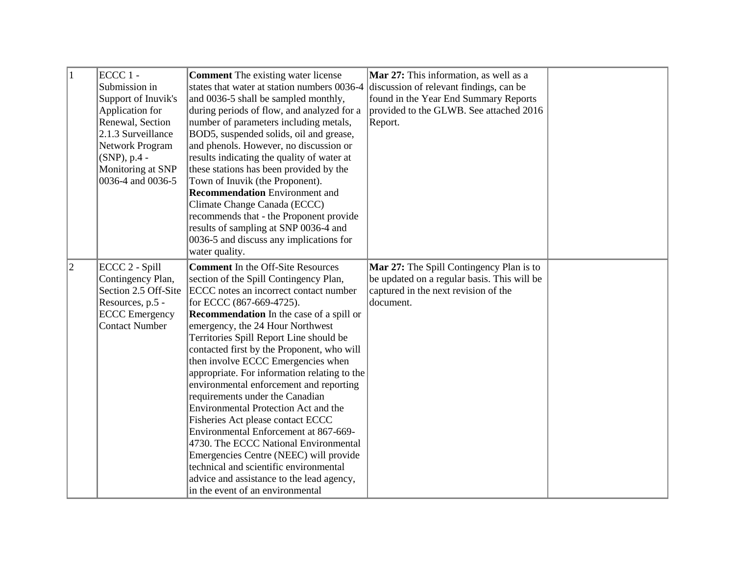| 1 | ECCC 1 - Submission in Support of Inuvik's Application for Renewal, Section 2.1.3 Surveillance Network Program (SNP), p.4 - Monitoring at SNP 0036-4 and 0036-5 | **Comment** The existing water license states that water at station numbers 0036-4 and 0036-5 shall be sampled monthly, during periods of flow, and analyzed for a number of parameters including metals, BOD5, suspended solids, oil and grease, and phenols. However, no discussion or results indicating the quality of water at these stations has been provided by the Town of Inuvik (the Proponent). **Recommendation** Environment and Climate Change Canada (ECCC) recommends that - the Proponent provide results of sampling at SNP 0036-4 and 0036-5 and discuss any implications for water quality. | **Mar 27:** This information, as well as a discussion of relevant findings, can be found in the Year End Summary Reports provided to the GLWB. See attached 2016 Report. | |
|---|---|---|---|---|
| 2 | ECCC 2 - Spill Contingency Plan, Section 2.5 Off-Site Resources, p.5 - ECCC Emergency Contact Number | **Comment** In the Off-Site Resources section of the Spill Contingency Plan, ECCC notes an incorrect contact number for ECCC (867-669-4725). **Recommendation** In the case of a spill or emergency, the 24 Hour Northwest Territories Spill Report Line should be contacted first by the Proponent, who will then involve ECCC Emergencies when appropriate. For information relating to the environmental enforcement and reporting requirements under the Canadian Environmental Protection Act and the Fisheries Act please contact ECCC Environmental Enforcement at 867-669-4730. The ECCC National Environmental Emergencies Centre (NEEC) will provide technical and scientific environmental advice and assistance to the lead agency, in the event of an environmental | **Mar 27:** The Spill Contingency Plan is to be updated on a regular basis. This will be captured in the next revision of the document. | |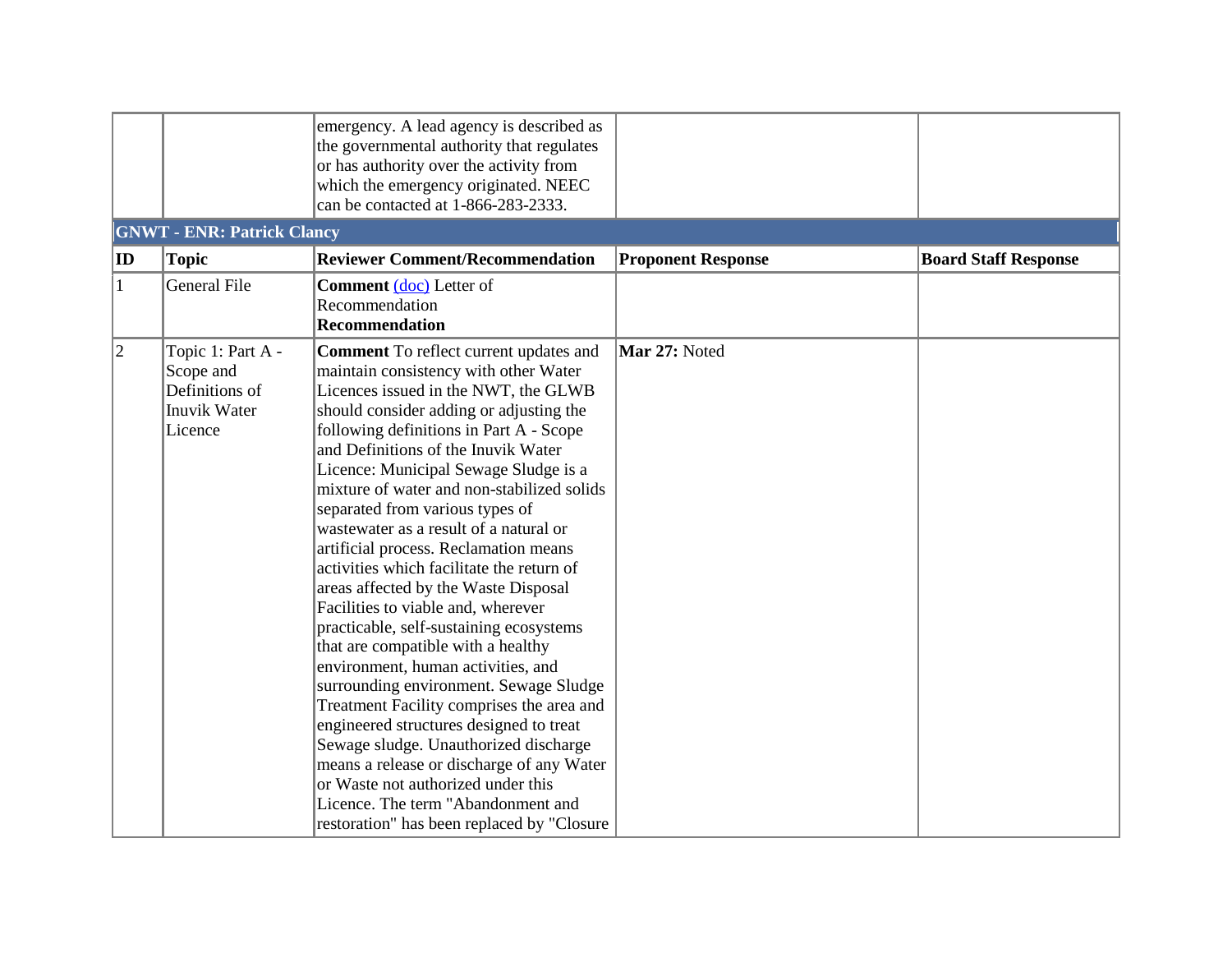| | | | | |
|---|---|---|---|---|
| | | emergency. A lead agency is described as the governmental authority that regulates or has authority over the activity from which the emergency originated. NEEC can be contacted at 1-866-283-2333. | | |

**GNWT - ENR: Patrick Clancy**

| ID | Topic | Reviewer Comment/Recommendation | Proponent Response | Board Staff Response |
|---|---|---|---|---|
| 1 | General File | **Comment** (doc) Letter of Recommendation **Recommendation** | | |
| 2 | Topic 1: Part A - Scope and Definitions of Inuvik Water Licence | **Comment** To reflect current updates and maintain consistency with other Water Licences issued in the NWT, the GLWB should consider adding or adjusting the following definitions in Part A - Scope and Definitions of the Inuvik Water Licence: Municipal Sewage Sludge is a mixture of water and non-stabilized solids separated from various types of wastewater as a result of a natural or artificial process. Reclamation means activities which facilitate the return of areas affected by the Waste Disposal Facilities to viable and, wherever practicable, self-sustaining ecosystems that are compatible with a healthy environment, human activities, and surrounding environment. Sewage Sludge Treatment Facility comprises the area and engineered structures designed to treat Sewage sludge. Unauthorized discharge means a release or discharge of any Water or Waste not authorized under this Licence. The term "Abandonment and restoration" has been replaced by "Closure | **Mar 27:** Noted | |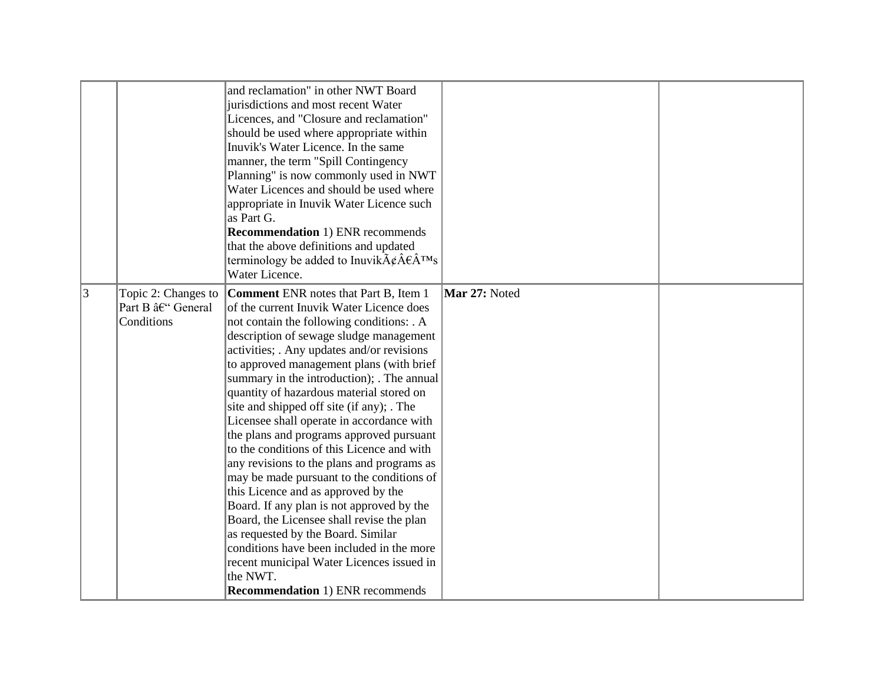|  |  |  |  |  |
|---|---|---|---|---|
|  |  | and reclamation" in other NWT Board jurisdictions and most recent Water Licences, and "Closure and reclamation" should be used where appropriate within Inuvik's Water Licence. In the same manner, the term "Spill Contingency Planning" is now commonly used in NWT Water Licences and should be used where appropriate in Inuvik Water Licence such as Part G.<br>**Recommendation** 1) ENR recommends that the above definitions and updated terminology be added to InuvikÃ¢Â€Â™s Water Licence. |  |  |
| 3 | Topic 2: Changes to Part B â€" General Conditions | **Comment** ENR notes that Part B, Item 1 of the current Inuvik Water Licence does not contain the following conditions: . A description of sewage sludge management activities; . Any updates and/or revisions to approved management plans (with brief summary in the introduction); . The annual quantity of hazardous material stored on site and shipped off site (if any); . The Licensee shall operate in accordance with the plans and programs approved pursuant to the conditions of this Licence and with any revisions to the plans and programs as may be made pursuant to the conditions of this Licence and as approved by the Board. If any plan is not approved by the Board, the Licensee shall revise the plan as requested by the Board. Similar conditions have been included in the more recent municipal Water Licences issued in the NWT.<br>**Recommendation** 1) ENR recommends | **Mar 27:** Noted |  |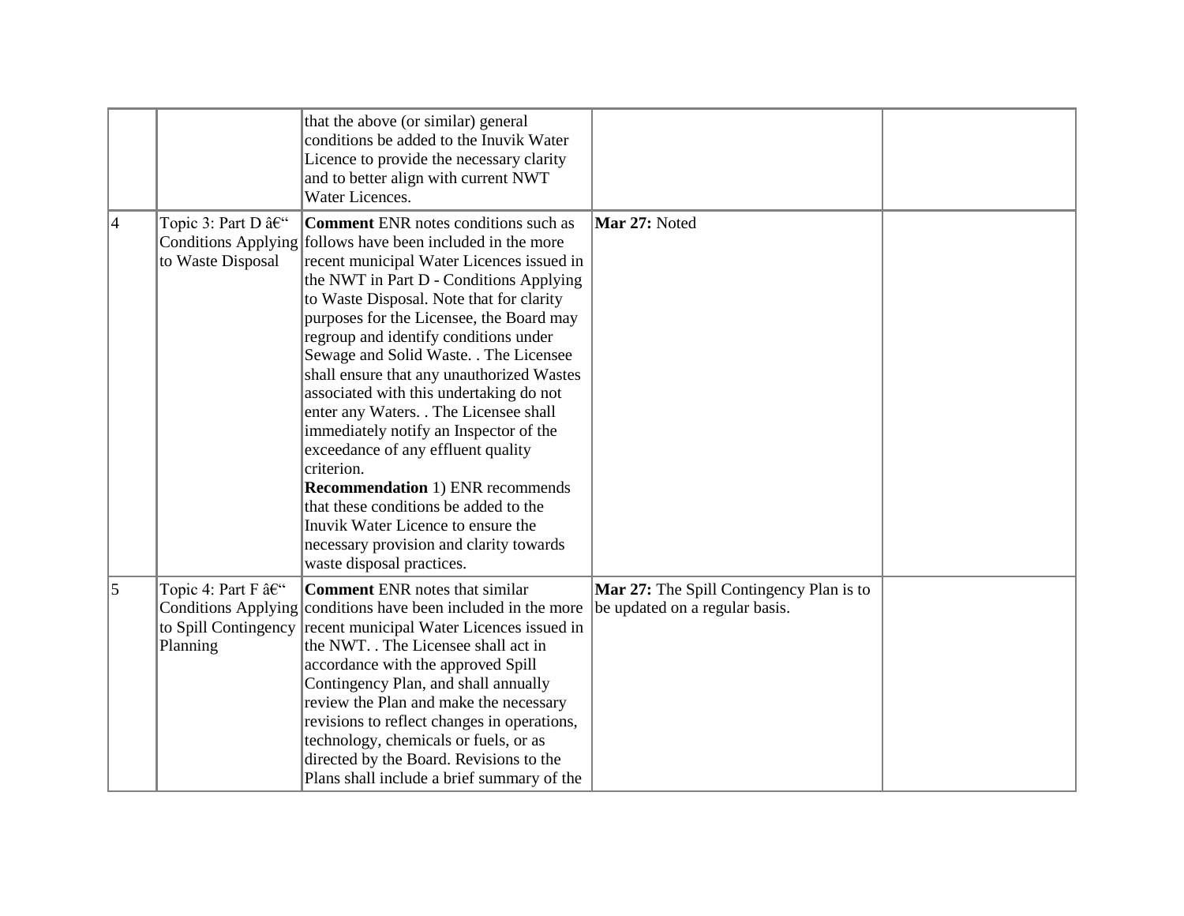| | | | | |
|---|---|---|---|---|
| | | that the above (or similar) general conditions be added to the Inuvik Water Licence to provide the necessary clarity and to better align with current NWT Water Licences. | | |
| 4 | Topic 3: Part D â€“ Conditions Applying to Waste Disposal | **Comment** ENR notes conditions such as follows have been included in the more recent municipal Water Licences issued in the NWT in Part D - Conditions Applying to Waste Disposal. Note that for clarity purposes for the Licensee, the Board may regroup and identify conditions under Sewage and Solid Waste. . The Licensee shall ensure that any unauthorized Wastes associated with this undertaking do not enter any Waters. . The Licensee shall immediately notify an Inspector of the exceedance of any effluent quality criterion.<br>**Recommendation** 1) ENR recommends that these conditions be added to the Inuvik Water Licence to ensure the necessary provision and clarity towards waste disposal practices. | **Mar 27:** Noted | |
| 5 | Topic 4: Part F â€“ Conditions Applying to Spill Contingency Planning | **Comment** ENR notes that similar conditions have been included in the more recent municipal Water Licences issued in the NWT. . The Licensee shall act in accordance with the approved Spill Contingency Plan, and shall annually review the Plan and make the necessary revisions to reflect changes in operations, technology, chemicals or fuels, or as directed by the Board. Revisions to the Plans shall include a brief summary of the | **Mar 27:** The Spill Contingency Plan is to be updated on a regular basis. | |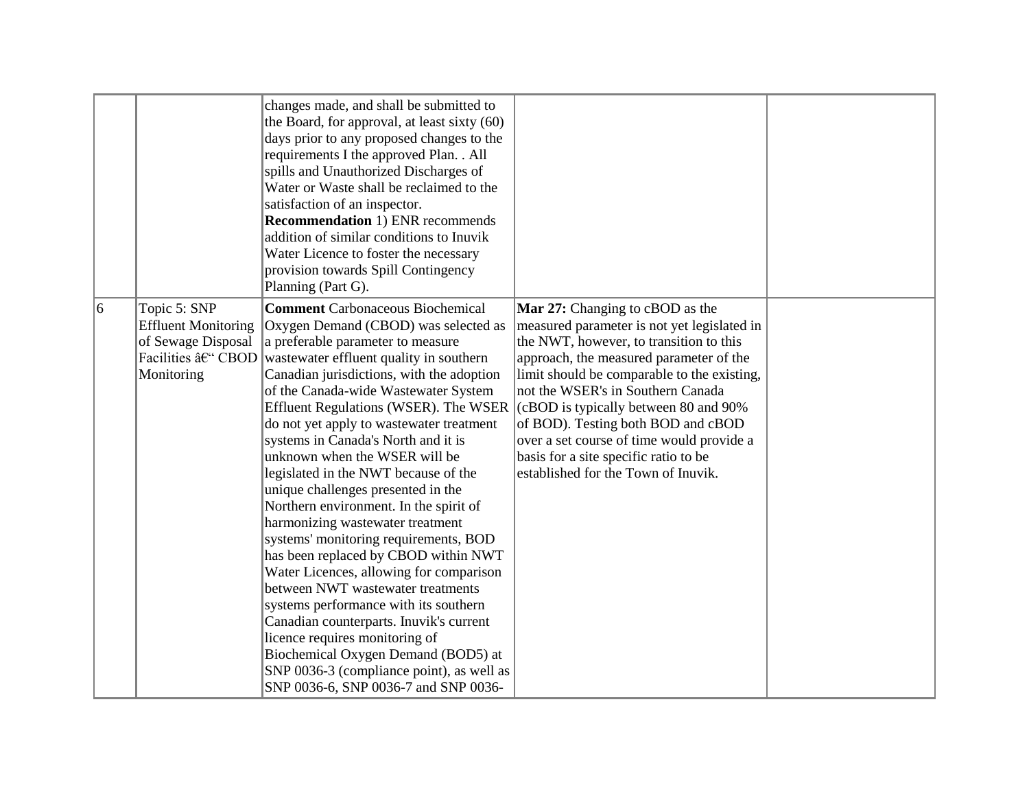| | | | | |
|---|---|---|---|---|
| | | changes made, and shall be submitted to the Board, for approval, at least sixty (60) days prior to any proposed changes to the requirements I the approved Plan. . All spills and Unauthorized Discharges of Water or Waste shall be reclaimed to the satisfaction of an inspector. **Recommendation** 1) ENR recommends addition of similar conditions to Inuvik Water Licence to foster the necessary provision towards Spill Contingency Planning (Part G). | | |
| 6 | Topic 5: SNP Effluent Monitoring of Sewage Disposal Facilities â€“ CBOD Monitoring | **Comment** Carbonaceous Biochemical Oxygen Demand (CBOD) was selected as a preferable parameter to measure wastewater effluent quality in southern Canadian jurisdictions, with the adoption of the Canada-wide Wastewater System Effluent Regulations (WSER). The WSER do not yet apply to wastewater treatment systems in Canada's North and it is unknown when the WSER will be legislated in the NWT because of the unique challenges presented in the Northern environment. In the spirit of harmonizing wastewater treatment systems' monitoring requirements, BOD has been replaced by CBOD within NWT Water Licences, allowing for comparison between NWT wastewater treatments systems performance with its southern Canadian counterparts. Inuvik's current licence requires monitoring of Biochemical Oxygen Demand (BOD5) at SNP 0036-3 (compliance point), as well as SNP 0036-6, SNP 0036-7 and SNP 0036- | **Mar 27:** Changing to cBOD as the measured parameter is not yet legislated in the NWT, however, to transition to this approach, the measured parameter of the limit should be comparable to the existing, not the WSER's in Southern Canada (cBOD is typically between 80 and 90% of BOD). Testing both BOD and cBOD over a set course of time would provide a basis for a site specific ratio to be established for the Town of Inuvik. | |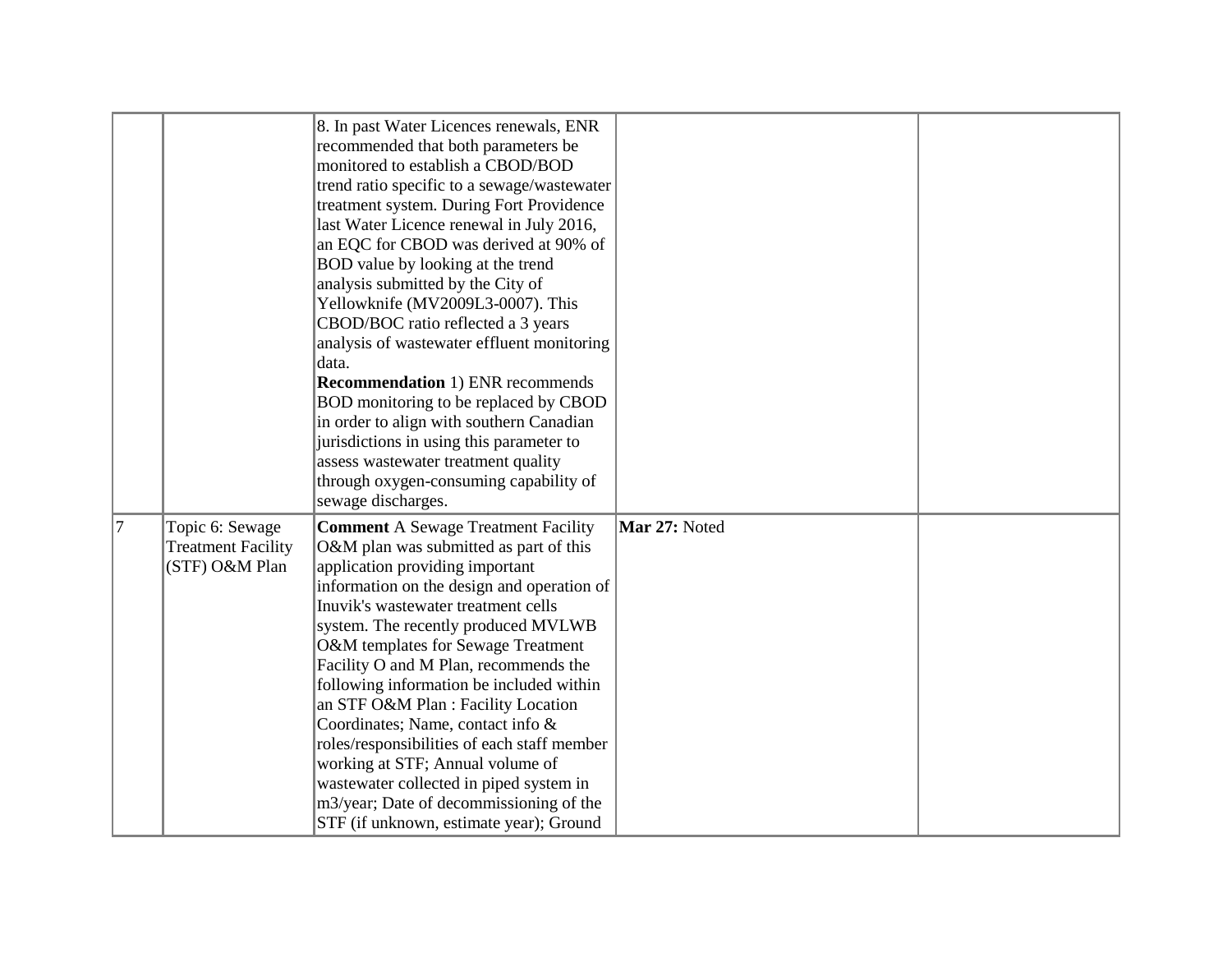| | | | | |
|---|---|---|---|---|
| | | 8. In past Water Licences renewals, ENR recommended that both parameters be monitored to establish a CBOD/BOD trend ratio specific to a sewage/wastewater treatment system. During Fort Providence last Water Licence renewal in July 2016, an EQC for CBOD was derived at 90% of BOD value by looking at the trend analysis submitted by the City of Yellowknife (MV2009L3-0007). This CBOD/BOC ratio reflected a 3 years analysis of wastewater effluent monitoring data.<br>**Recommendation** 1) ENR recommends BOD monitoring to be replaced by CBOD in order to align with southern Canadian jurisdictions in using this parameter to assess wastewater treatment quality through oxygen-consuming capability of sewage discharges. | | |
| 7 | Topic 6: Sewage Treatment Facility (STF) O&M Plan | **Comment** A Sewage Treatment Facility O&M plan was submitted as part of this application providing important information on the design and operation of Inuvik's wastewater treatment cells system. The recently produced MVLWB O&M templates for Sewage Treatment Facility O and M Plan, recommends the following information be included within an STF O&M Plan : Facility Location Coordinates; Name, contact info & roles/responsibilities of each staff member working at STF; Annual volume of wastewater collected in piped system in m3/year; Date of decommissioning of the STF (if unknown, estimate year); Ground | **Mar 27:** Noted | |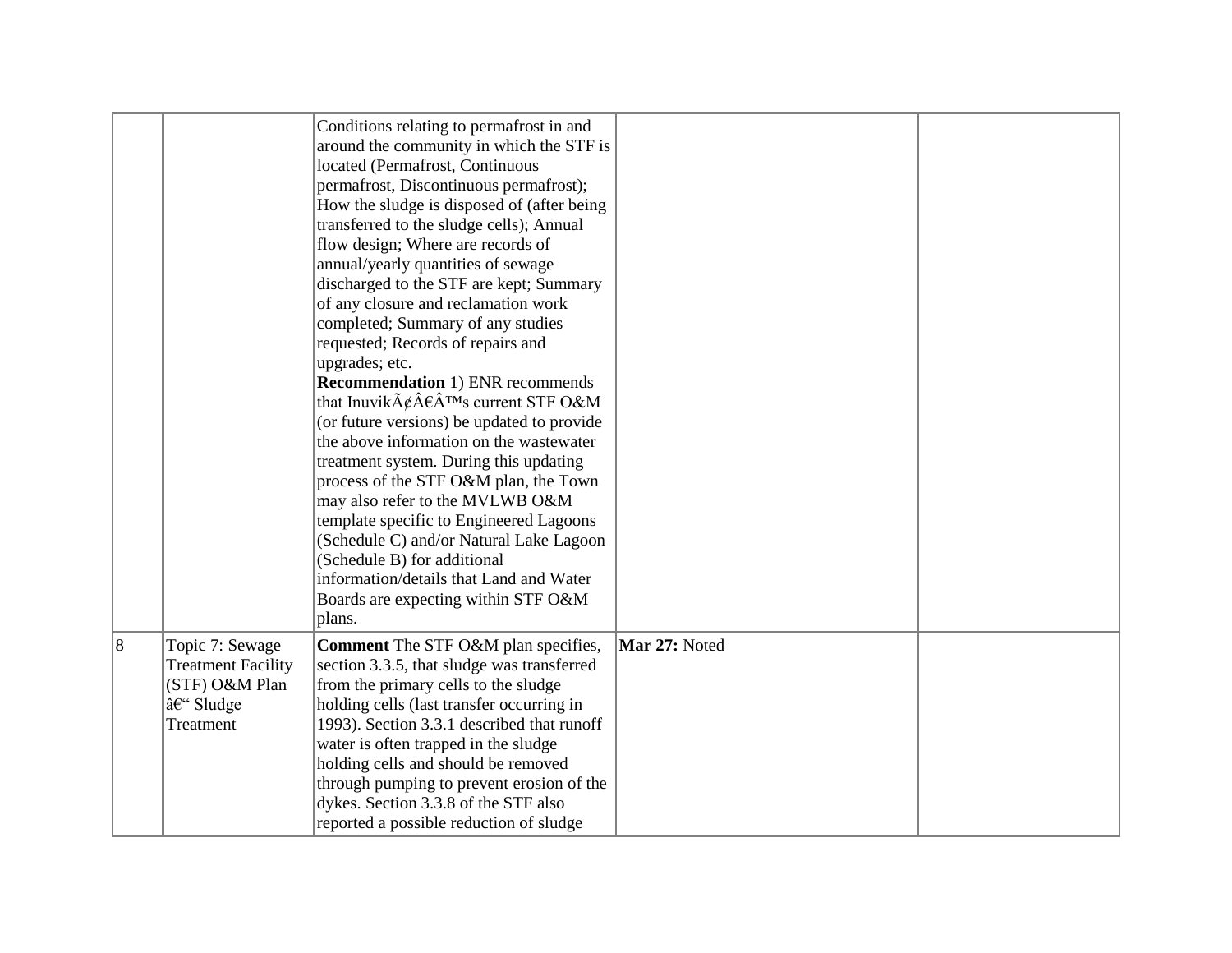|  |  |  |  |  |
|---|---|---|---|---|
|  |  | Conditions relating to permafrost in and around the community in which the STF is located (Permafrost, Continuous permafrost, Discontinuous permafrost); How the sludge is disposed of (after being transferred to the sludge cells); Annual flow design; Where are records of annual/yearly quantities of sewage discharged to the STF are kept; Summary of any closure and reclamation work completed; Summary of any studies requested; Records of repairs and upgrades; etc.<br>**Recommendation** 1) ENR recommends that InuvikÃ¢Â€Â™s current STF O&M (or future versions) be updated to provide the above information on the wastewater treatment system. During this updating process of the STF O&M plan, the Town may also refer to the MVLWB O&M template specific to Engineered Lagoons (Schedule C) and/or Natural Lake Lagoon (Schedule B) for additional information/details that Land and Water Boards are expecting within STF O&M plans. |  |  |
| 8 | Topic 7: Sewage Treatment Facility (STF) O&M Plan â€“ Sludge Treatment | **Comment** The STF O&M plan specifies, section 3.3.5, that sludge was transferred from the primary cells to the sludge holding cells (last transfer occurring in 1993). Section 3.3.1 described that runoff water is often trapped in the sludge holding cells and should be removed through pumping to prevent erosion of the dykes. Section 3.3.8 of the STF also reported a possible reduction of sludge | **Mar 27:** Noted |  |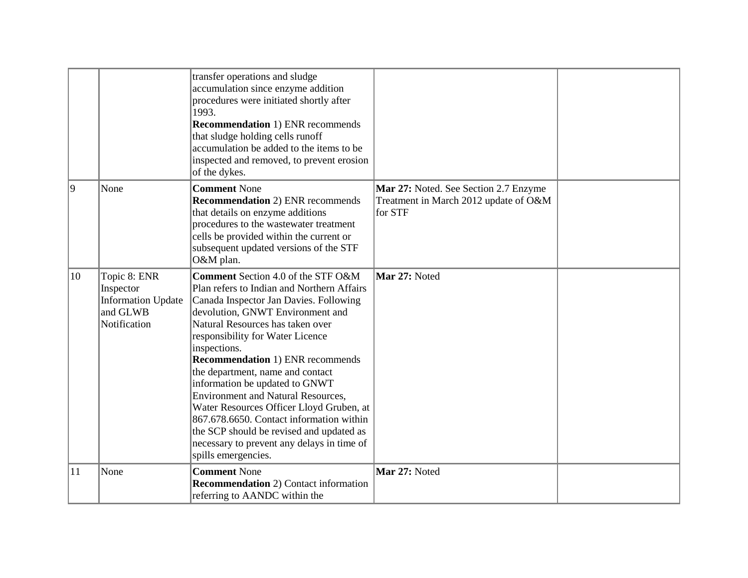|  |  |  |  |  |
|---|---|---|---|---|
|  |  | transfer operations and sludge accumulation since enzyme addition procedures were initiated shortly after 1993.<br>**Recommendation** 1) ENR recommends that sludge holding cells runoff accumulation be added to the items to be inspected and removed, to prevent erosion of the dykes. |  |  |
| 9 | None | **Comment** None<br>**Recommendation** 2) ENR recommends that details on enzyme additions procedures to the wastewater treatment cells be provided within the current or subsequent updated versions of the STF O&M plan. | **Mar 27:** Noted. See Section 2.7 Enzyme Treatment in March 2012 update of O&M for STF |  |
| 10 | Topic 8: ENR Inspector Information Update and GLWB Notification | **Comment** Section 4.0 of the STF O&M Plan refers to Indian and Northern Affairs Canada Inspector Jan Davies. Following devolution, GNWT Environment and Natural Resources has taken over responsibility for Water Licence inspections.<br>**Recommendation** 1) ENR recommends the department, name and contact information be updated to GNWT Environment and Natural Resources, Water Resources Officer Lloyd Gruben, at 867.678.6650. Contact information within the SCP should be revised and updated as necessary to prevent any delays in time of spills emergencies. | **Mar 27:** Noted |  |
| 11 | None | **Comment** None<br>**Recommendation** 2) Contact information referring to AANDC within the | **Mar 27:** Noted |  |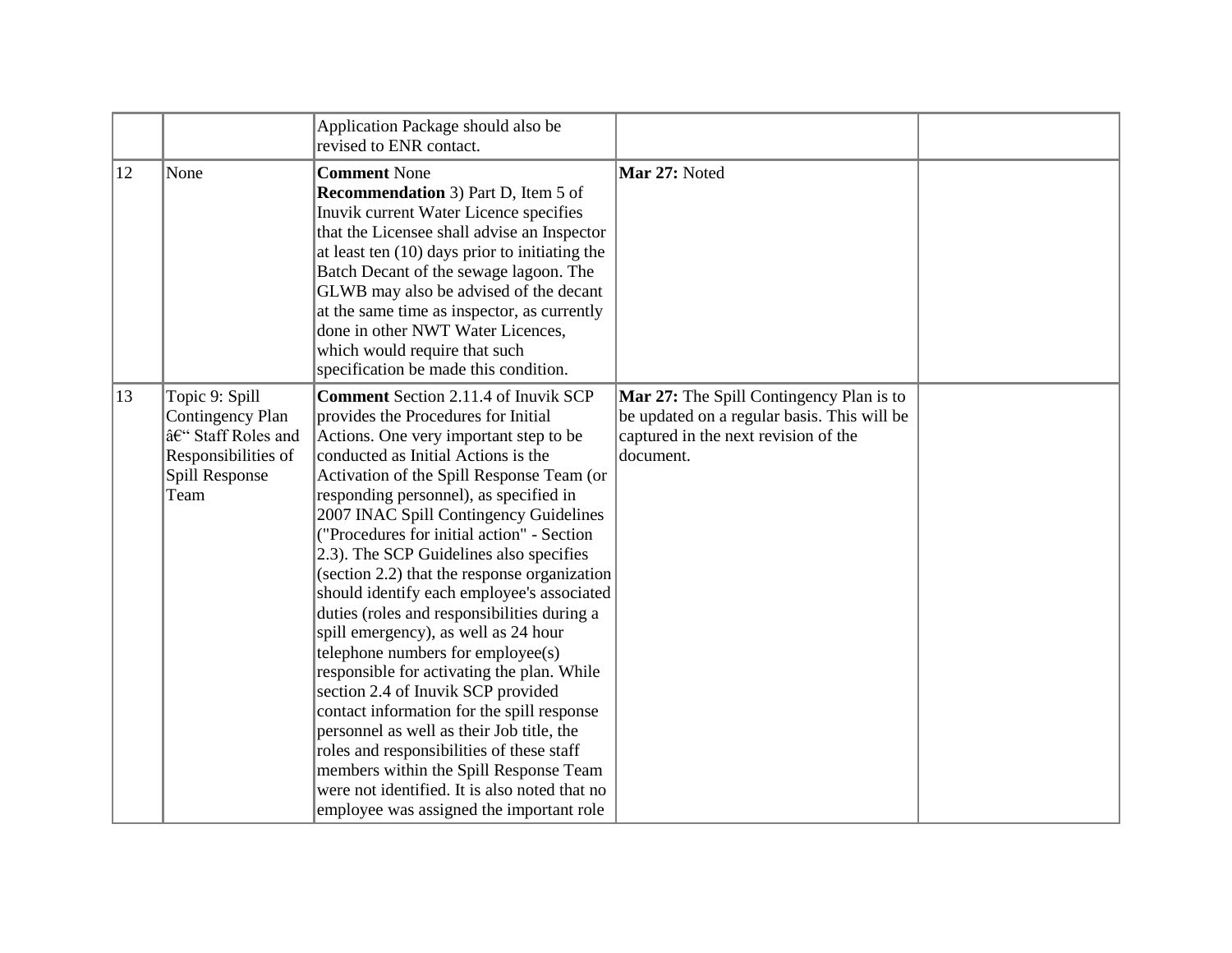| | | | | |
|---|---|---|---|---|
| | | Application Package should also be revised to ENR contact. | | |
| 12 | None | **Comment** None<br>**Recommendation** 3) Part D, Item 5 of Inuvik current Water Licence specifies that the Licensee shall advise an Inspector at least ten (10) days prior to initiating the Batch Decant of the sewage lagoon. The GLWB may also be advised of the decant at the same time as inspector, as currently done in other NWT Water Licences, which would require that such specification be made this condition. | **Mar 27:** Noted | |
| 13 | Topic 9: Spill Contingency Plan â€“ Staff Roles and Responsibilities of Spill Response Team | **Comment** Section 2.11.4 of Inuvik SCP provides the Procedures for Initial Actions. One very important step to be conducted as Initial Actions is the Activation of the Spill Response Team (or responding personnel), as specified in 2007 INAC Spill Contingency Guidelines ("Procedures for initial action" - Section 2.3). The SCP Guidelines also specifies (section 2.2) that the response organization should identify each employee's associated duties (roles and responsibilities during a spill emergency), as well as 24 hour telephone numbers for employee(s) responsible for activating the plan. While section 2.4 of Inuvik SCP provided contact information for the spill response personnel as well as their Job title, the roles and responsibilities of these staff members within the Spill Response Team were not identified. It is also noted that no employee was assigned the important role | **Mar 27:** The Spill Contingency Plan is to be updated on a regular basis. This will be captured in the next revision of the document. | |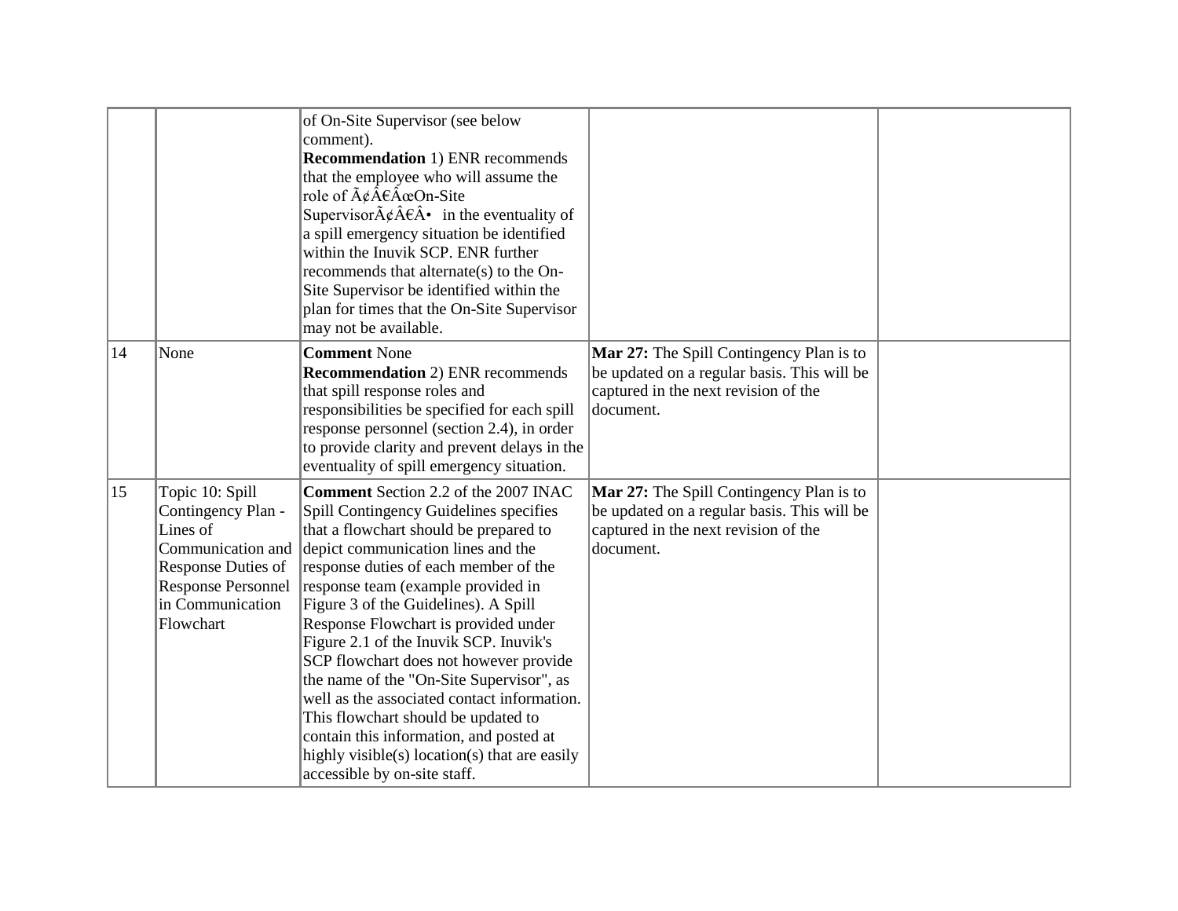|  |  |  |  |  |
|---|---|---|---|---|
|  |  | of On-Site Supervisor (see below comment).<br>**Recommendation** 1) ENR recommends that the employee who will assume the role of Ã¢Â€ÂœOn-Site SupervisorÃ¢Â€Â• in the eventuality of a spill emergency situation be identified within the Inuvik SCP. ENR further recommends that alternate(s) to the On-Site Supervisor be identified within the plan for times that the On-Site Supervisor may not be available. |  |  |
| 14 | None | **Comment** None<br>**Recommendation** 2) ENR recommends that spill response roles and responsibilities be specified for each spill response personnel (section 2.4), in order to provide clarity and prevent delays in the eventuality of spill emergency situation. | **Mar 27:** The Spill Contingency Plan is to be updated on a regular basis. This will be captured in the next revision of the document. |  |
| 15 | Topic 10: Spill Contingency Plan - Lines of Communication and Response Duties of Response Personnel in Communication Flowchart | **Comment** Section 2.2 of the 2007 INAC Spill Contingency Guidelines specifies that a flowchart should be prepared to depict communication lines and the response duties of each member of the response team (example provided in Figure 3 of the Guidelines). A Spill Response Flowchart is provided under Figure 2.1 of the Inuvik SCP. Inuvik's SCP flowchart does not however provide the name of the "On-Site Supervisor", as well as the associated contact information. This flowchart should be updated to contain this information, and posted at highly visible(s) location(s) that are easily accessible by on-site staff. | **Mar 27:** The Spill Contingency Plan is to be updated on a regular basis. This will be captured in the next revision of the document. |  |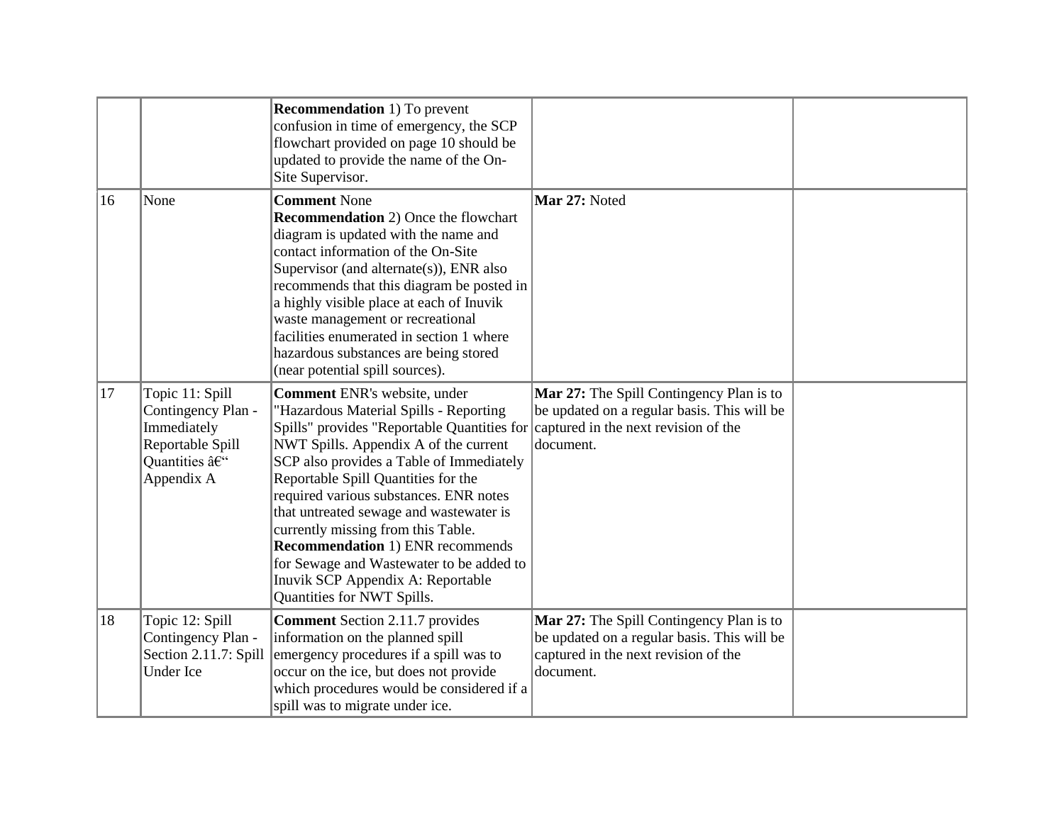|  |  |  |  |  |
|---|---|---|---|---|
|  |  | **Recommendation** 1) To prevent confusion in time of emergency, the SCP flowchart provided on page 10 should be updated to provide the name of the On-Site Supervisor. |  |  |
| 16 | None | **Comment** None<br>**Recommendation** 2) Once the flowchart diagram is updated with the name and contact information of the On-Site Supervisor (and alternate(s)), ENR also recommends that this diagram be posted in a highly visible place at each of Inuvik waste management or recreational facilities enumerated in section 1 where hazardous substances are being stored (near potential spill sources). | **Mar 27:** Noted |  |
| 17 | Topic 11: Spill Contingency Plan - Immediately Reportable Spill Quantities â€“ Appendix A | **Comment** ENR's website, under "Hazardous Material Spills - Reporting Spills" provides "Reportable Quantities for NWT Spills. Appendix A of the current SCP also provides a Table of Immediately Reportable Spill Quantities for the required various substances. ENR notes that untreated sewage and wastewater is currently missing from this Table.<br>**Recommendation** 1) ENR recommends for Sewage and Wastewater to be added to Inuvik SCP Appendix A: Reportable Quantities for NWT Spills. | **Mar 27:** The Spill Contingency Plan is to be updated on a regular basis. This will be captured in the next revision of the document. |  |
| 18 | Topic 12: Spill Contingency Plan - Section 2.11.7: Spill Under Ice | **Comment** Section 2.11.7 provides information on the planned spill emergency procedures if a spill was to occur on the ice, but does not provide which procedures would be considered if a spill was to migrate under ice. | **Mar 27:** The Spill Contingency Plan is to be updated on a regular basis. This will be captured in the next revision of the document. |  |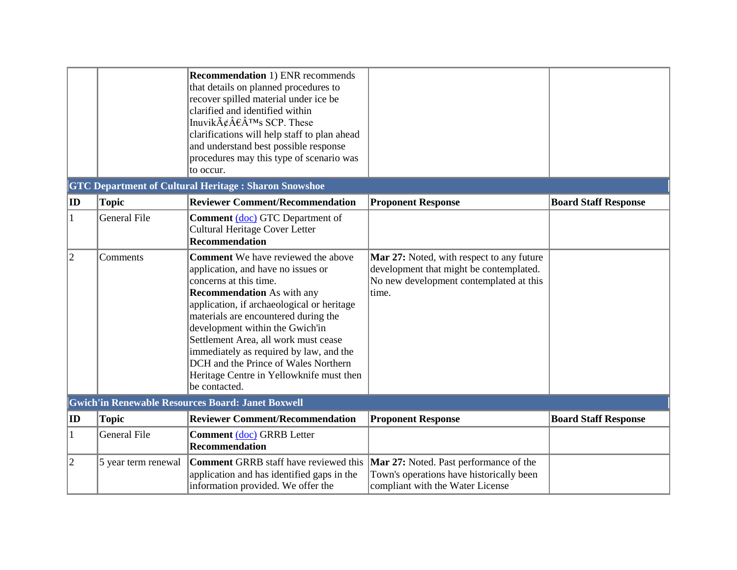| | | **Recommendation** 1) ENR recommends that details on planned procedures to recover spilled material under ice be clarified and identified within InuvikÃ¢Â€Â™s SCP. These clarifications will help staff to plan ahead and understand best possible response procedures may this type of scenario was to occur. | | |
|---|---|---|---|---|

**GTC Department of Cultural Heritage : Sharon Snowshoe**

| ID | Topic | Reviewer Comment/Recommendation | Proponent Response | Board Staff Response |
|---|---|---|---|---|
| 1 | General File | **Comment** (doc) GTC Department of Cultural Heritage Cover Letter **Recommendation** | | |
| 2 | Comments | **Comment** We have reviewed the above application, and have no issues or concerns at this time. **Recommendation** As with any application, if archaeological or heritage materials are encountered during the development within the Gwich'in Settlement Area, all work must cease immediately as required by law, and the DCH and the Prince of Wales Northern Heritage Centre in Yellowknife must then be contacted. | **Mar 27:** Noted, with respect to any future development that might be contemplated. No new development contemplated at this time. | |

**Gwich'in Renewable Resources Board: Janet Boxwell**

| ID | Topic | Reviewer Comment/Recommendation | Proponent Response | Board Staff Response |
|---|---|---|---|---|
| 1 | General File | **Comment** (doc) GRRB Letter **Recommendation** | | |
| 2 | 5 year term renewal | **Comment** GRRB staff have reviewed this application and has identified gaps in the information provided. We offer the | **Mar 27:** Noted. Past performance of the Town's operations have historically been compliant with the Water License | |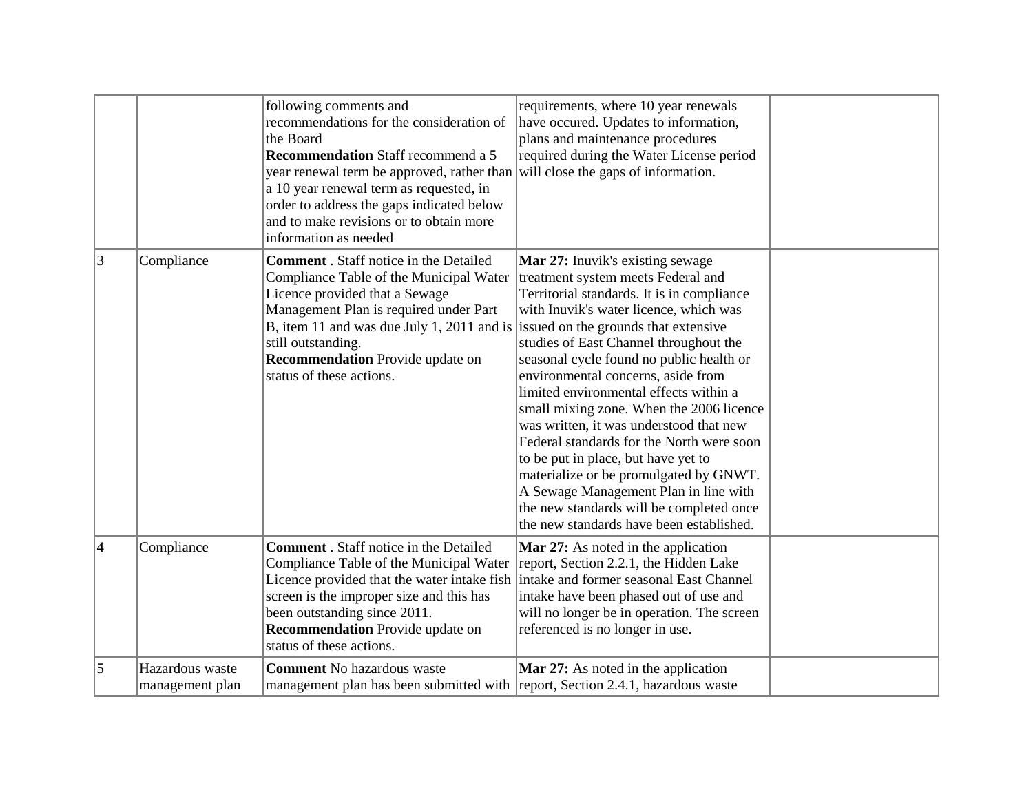| | | | | |
|---|---|---|---|---|
| | | following comments and recommendations for the consideration of the Board **Recommendation** Staff recommend a 5 year renewal term be approved, rather than a 10 year renewal term as requested, in order to address the gaps indicated below and to make revisions or to obtain more information as needed | requirements, where 10 year renewals have occured. Updates to information, plans and maintenance procedures required during the Water License period will close the gaps of information. | |
| 3 | Compliance | **Comment** . Staff notice in the Detailed Compliance Table of the Municipal Water Licence provided that a Sewage Management Plan is required under Part B, item 11 and was due July 1, 2011 and is still outstanding. **Recommendation** Provide update on status of these actions. | **Mar 27:** Inuvik's existing sewage treatment system meets Federal and Territorial standards. It is in compliance with Inuvik's water licence, which was issued on the grounds that extensive studies of East Channel throughout the seasonal cycle found no public health or environmental concerns, aside from limited environmental effects within a small mixing zone. When the 2006 licence was written, it was understood that new Federal standards for the North were soon to be put in place, but have yet to materialize or be promulgated by GNWT. A Sewage Management Plan in line with the new standards will be completed once the new standards have been established. | |
| 4 | Compliance | **Comment** . Staff notice in the Detailed Compliance Table of the Municipal Water Licence provided that the water intake fish screen is the improper size and this has been outstanding since 2011. **Recommendation** Provide update on status of these actions. | **Mar 27:** As noted in the application report, Section 2.2.1, the Hidden Lake intake and former seasonal East Channel intake have been phased out of use and will no longer be in operation. The screen referenced is no longer in use. | |
| 5 | Hazardous waste management plan | **Comment** No hazardous waste management plan has been submitted with | **Mar 27:** As noted in the application report, Section 2.4.1, hazardous waste | |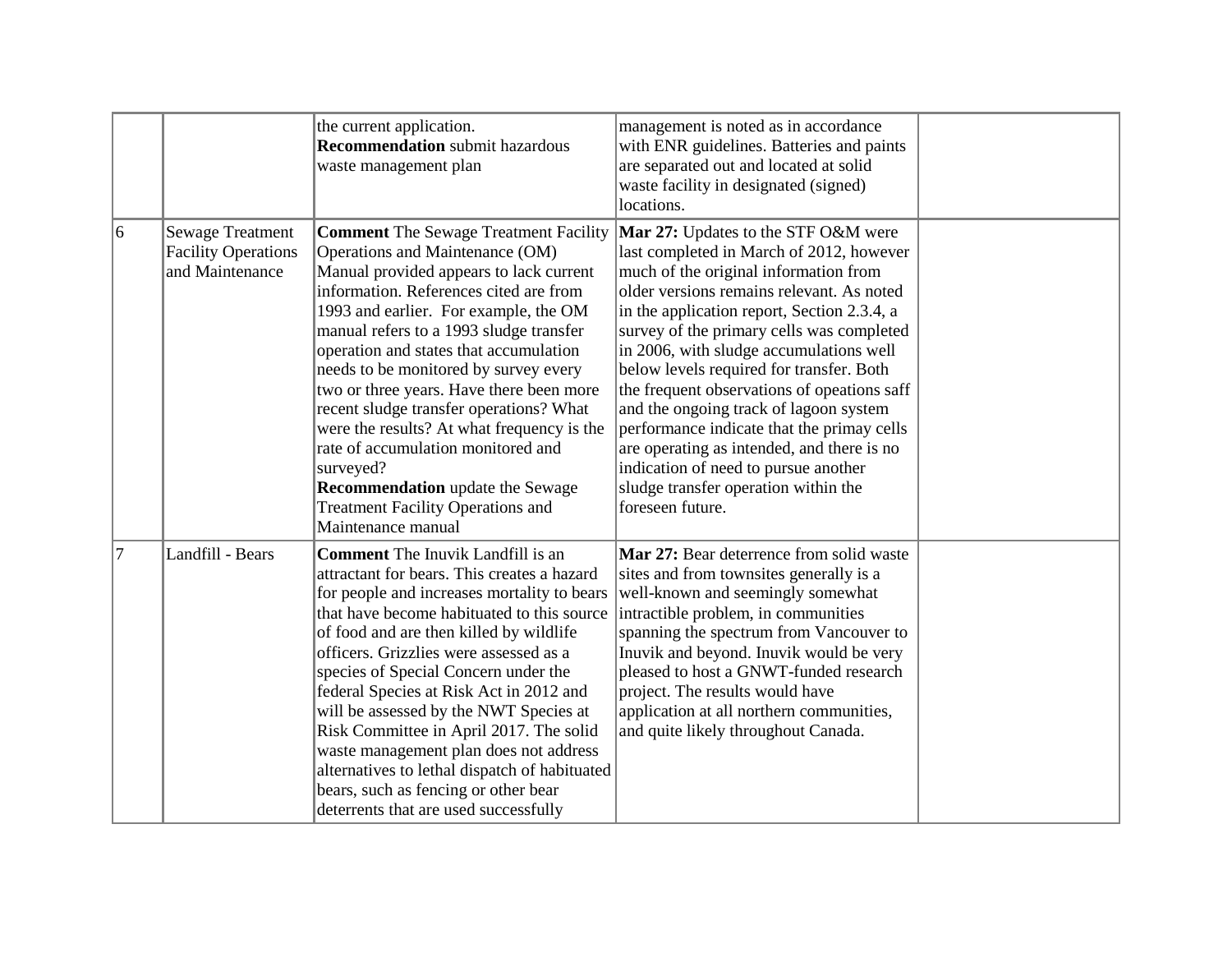| | | | | |
|---|---|---|---|---|
| | | the current application. **Recommendation** submit hazardous waste management plan | management is noted as in accordance with ENR guidelines. Batteries and paints are separated out and located at solid waste facility in designated (signed) locations. | |
| 6 | Sewage Treatment Facility Operations and Maintenance | **Comment** The Sewage Treatment Facility Operations and Maintenance (OM) Manual provided appears to lack current information. References cited are from 1993 and earlier. For example, the OM manual refers to a 1993 sludge transfer operation and states that accumulation needs to be monitored by survey every two or three years. Have there been more recent sludge transfer operations? What were the results? At what frequency is the rate of accumulation monitored and surveyed? **Recommendation** update the Sewage Treatment Facility Operations and Maintenance manual | **Mar 27:** Updates to the STF O&M were last completed in March of 2012, however much of the original information from older versions remains relevant. As noted in the application report, Section 2.3.4, a survey of the primary cells was completed in 2006, with sludge accumulations well below levels required for transfer. Both the frequent observations of opeations saff and the ongoing track of lagoon system performance indicate that the primay cells are operating as intended, and there is no indication of need to pursue another sludge transfer operation within the foreseen future. | |
| 7 | Landfill - Bears | **Comment** The Inuvik Landfill is an attractant for bears. This creates a hazard for people and increases mortality to bears that have become habituated to this source of food and are then killed by wildlife officers. Grizzlies were assessed as a species of Special Concern under the federal Species at Risk Act in 2012 and will be assessed by the NWT Species at Risk Committee in April 2017. The solid waste management plan does not address alternatives to lethal dispatch of habituated bears, such as fencing or other bear deterrents that are used successfully | **Mar 27:** Bear deterrence from solid waste sites and from townsites generally is a well-known and seemingly somewhat intractible problem, in communities spanning the spectrum from Vancouver to Inuvik and beyond. Inuvik would be very pleased to host a GNWT-funded research project. The results would have application at all northern communities, and quite likely throughout Canada. | |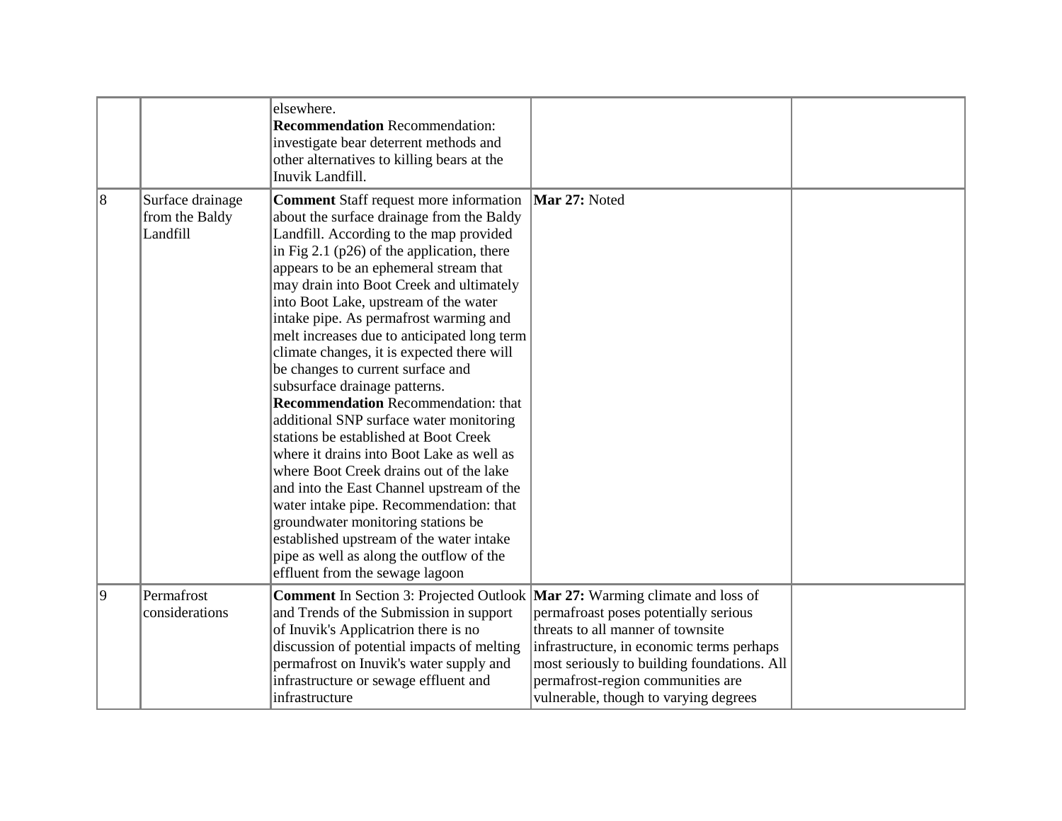| | | | | |
|---|---|---|---|---|
| | | elsewhere.<br>**Recommendation** Recommendation: investigate bear deterrent methods and other alternatives to killing bears at the Inuvik Landfill. | | |
| 8 | Surface drainage from the Baldy Landfill | **Comment** Staff request more information about the surface drainage from the Baldy Landfill. According to the map provided in Fig 2.1 (p26) of the application, there appears to be an ephemeral stream that may drain into Boot Creek and ultimately into Boot Lake, upstream of the water intake pipe. As permafrost warming and melt increases due to anticipated long term climate changes, it is expected there will be changes to current surface and subsurface drainage patterns.<br>**Recommendation** Recommendation: that additional SNP surface water monitoring stations be established at Boot Creek where it drains into Boot Lake as well as where Boot Creek drains out of the lake and into the East Channel upstream of the water intake pipe. Recommendation: that groundwater monitoring stations be established upstream of the water intake pipe as well as along the outflow of the effluent from the sewage lagoon | **Mar 27:** Noted | |
| 9 | Permafrost considerations | **Comment** In Section 3: Projected Outlook and Trends of the Submission in support of Inuvik's Applicatrion there is no discussion of potential impacts of melting permafrost on Inuvik's water supply and infrastructure or sewage effluent and infrastructure | **Mar 27:** Warming climate and loss of permafroast poses potentially serious threats to all manner of townsite infrastructure, in economic terms perhaps most seriously to building foundations. All permafrost-region communities are vulnerable, though to varying degrees | |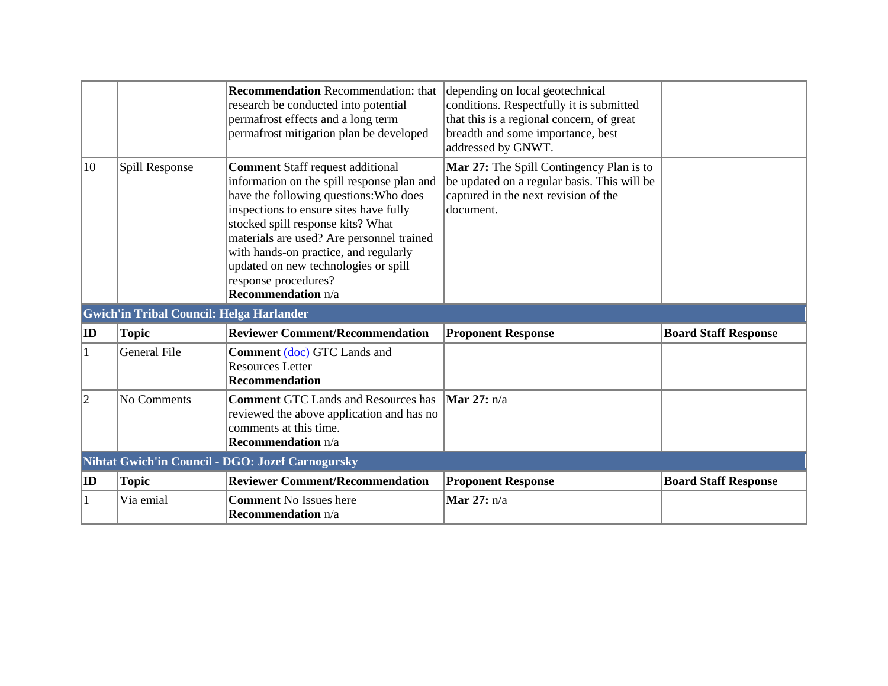| ID | Topic | Reviewer Comment/Recommendation | Proponent Response | Board Staff Response |
|---|---|---|---|---|
| | | **Recommendation** Recommendation: that research be conducted into potential permafrost effects and a long term permafrost mitigation plan be developed | depending on local geotechnical conditions. Respectfully it is submitted that this is a regional concern, of great breadth and some importance, best addressed by GNWT. | |
| 10 | Spill Response | **Comment** Staff request additional information on the spill response plan and have the following questions:Who does inspections to ensure sites have fully stocked spill response kits? What materials are used? Are personnel trained with hands-on practice, and regularly updated on new technologies or spill response procedures? **Recommendation** n/a | **Mar 27:** The Spill Contingency Plan is to be updated on a regular basis. This will be captured in the next revision of the document. | |

**Gwich'in Tribal Council: Helga Harlander**

| ID | Topic | Reviewer Comment/Recommendation | Proponent Response | Board Staff Response |
|---|---|---|---|---|
| 1 | General File | **Comment** (doc) GTC Lands and Resources Letter **Recommendation** | | |
| 2 | No Comments | **Comment** GTC Lands and Resources has reviewed the above application and has no comments at this time. **Recommendation** n/a | **Mar 27:** n/a | |

**Nihtat Gwich'in Council - DGO: Jozef Carnogursky**

| ID | Topic | Reviewer Comment/Recommendation | Proponent Response | Board Staff Response |
|---|---|---|---|---|
| 1 | Via emial | **Comment** No Issues here **Recommendation** n/a | **Mar 27:** n/a | |